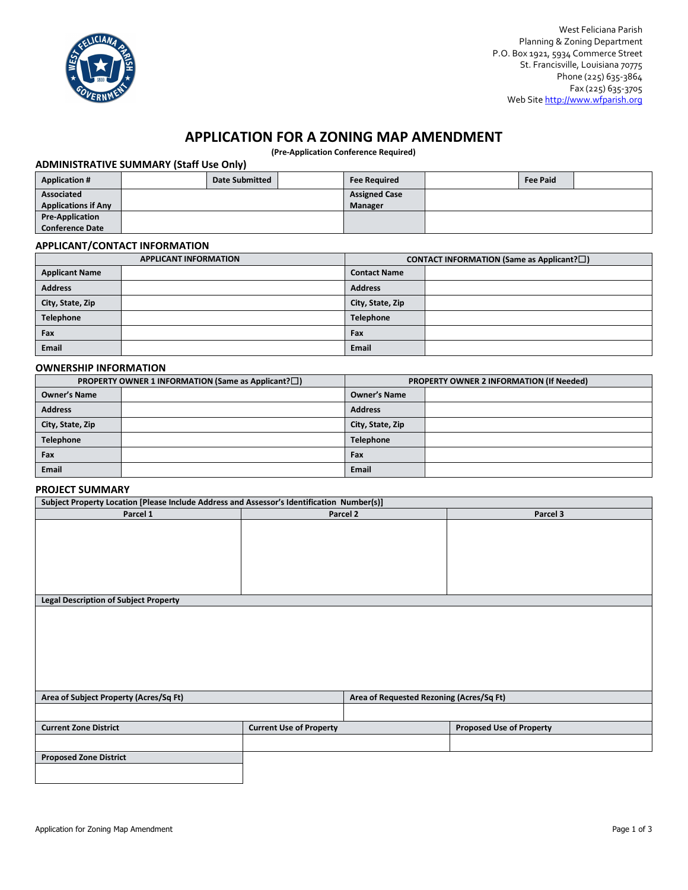West Feliciana Parish
Planning & Zoning Department
P.O. Box 1921, 5934 Commerce Street
St. Francisville, Louisiana 70775
Phone (225) 635-3864
Fax (225) 635-3705
Web Site http://www.wfparish.org

# APPLICATION FOR A ZONING MAP AMENDMENT

**(Pre-Application Conference Required)**

## ADMINISTRATIVE SUMMARY (Staff Use Only)

| Application # | | Date Submitted | | Fee Required | | Fee Paid | |
|---|---|---|---|---|---|---|---|
| Associated Applications if Any | | | | Assigned Case Manager | | | |
| Pre-Application Conference Date | | | | | | | |

## APPLICANT/CONTACT INFORMATION

| APPLICANT INFORMATION | | CONTACT INFORMATION (Same as Applicant?☐) | |
|---|---|---|---|
| Applicant Name | | Contact Name | |
| Address | | Address | |
| City, State, Zip | | City, State, Zip | |
| Telephone | | Telephone | |
| Fax | | Fax | |
| Email | | Email | |

## OWNERSHIP INFORMATION

| PROPERTY OWNER 1 INFORMATION (Same as Applicant?☐) | | PROPERTY OWNER 2 INFORMATION (If Needed) | |
|---|---|---|---|
| Owner's Name | | Owner's Name | |
| Address | | Address | |
| City, State, Zip | | City, State, Zip | |
| Telephone | | Telephone | |
| Fax | | Fax | |
| Email | | Email | |

## PROJECT SUMMARY

| Subject Property Location [Please Include Address and Assessor's Identification Number(s)] | | |
|---|---|---|
| Parcel 1 | Parcel 2 | Parcel 3 |
| | | |

| Legal Description of Subject Property |
|---|
| |

| Area of Subject Property (Acres/Sq Ft) | Area of Requested Rezoning (Acres/Sq Ft) |
|---|---|
| | |

| Current Zone District | Current Use of Property | Proposed Use of Property |
|---|---|---|
| | | |

| Proposed Zone District |
|---|
| |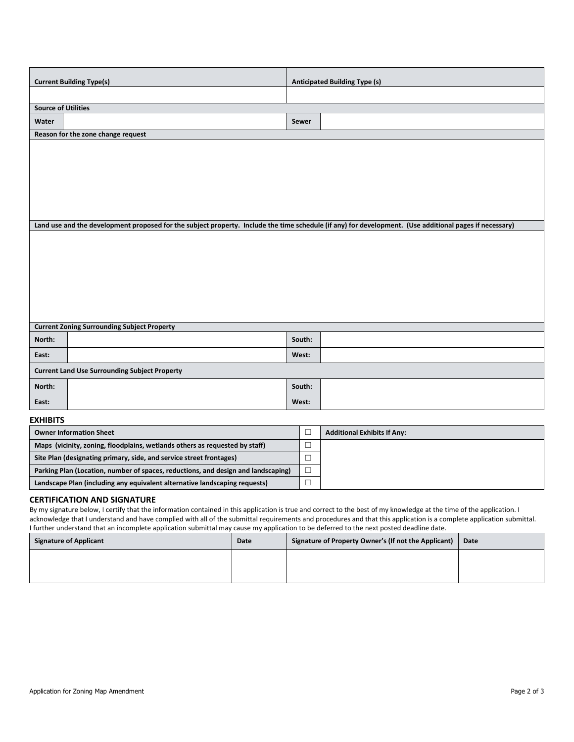| Current Building Type(s) | | Anticipated Building Type (s) | |
|---|---|---|---|
| | | | |
| **Source of Utilities** | | | |
| **Water** | | **Sewer** | |

**Reason for the zone change request**

&nbsp;

**Land use and the development proposed for the subject property. Include the time schedule (if any) for development. (Use additional pages if necessary)**

&nbsp;

| Current Zoning Surrounding Subject Property | | | |
|---|---|---|---|
| **North:** | | **South:** | |
| **East:** | | **West:** | |

| Current Land Use Surrounding Subject Property | | | |
|---|---|---|---|
| **North:** | | **South:** | |
| **East:** | | **West:** | |

## EXHIBITS

| Exhibit | | Additional Exhibits If Any: |
|---|---|---|
| **Owner Information Sheet** | ☐ | |
| **Maps (vicinity, zoning, floodplains, wetlands others as requested by staff)** | ☐ | |
| **Site Plan (designating primary, side, and service street frontages)** | ☐ | |
| **Parking Plan (Location, number of spaces, reductions, and design and landscaping)** | ☐ | |
| **Landscape Plan (including any equivalent alternative landscaping requests)** | ☐ | |

## CERTIFICATION AND SIGNATURE

By my signature below, I certify that the information contained in this application is true and correct to the best of my knowledge at the time of the application. I acknowledge that I understand and have complied with all of the submittal requirements and procedures and that this application is a complete application submittal. I further understand that an incomplete application submittal may cause my application to be deferred to the next posted deadline date.

| Signature of Applicant | Date | Signature of Property Owner's (If not the Applicant) | Date |
|---|---|---|---|
| | | | |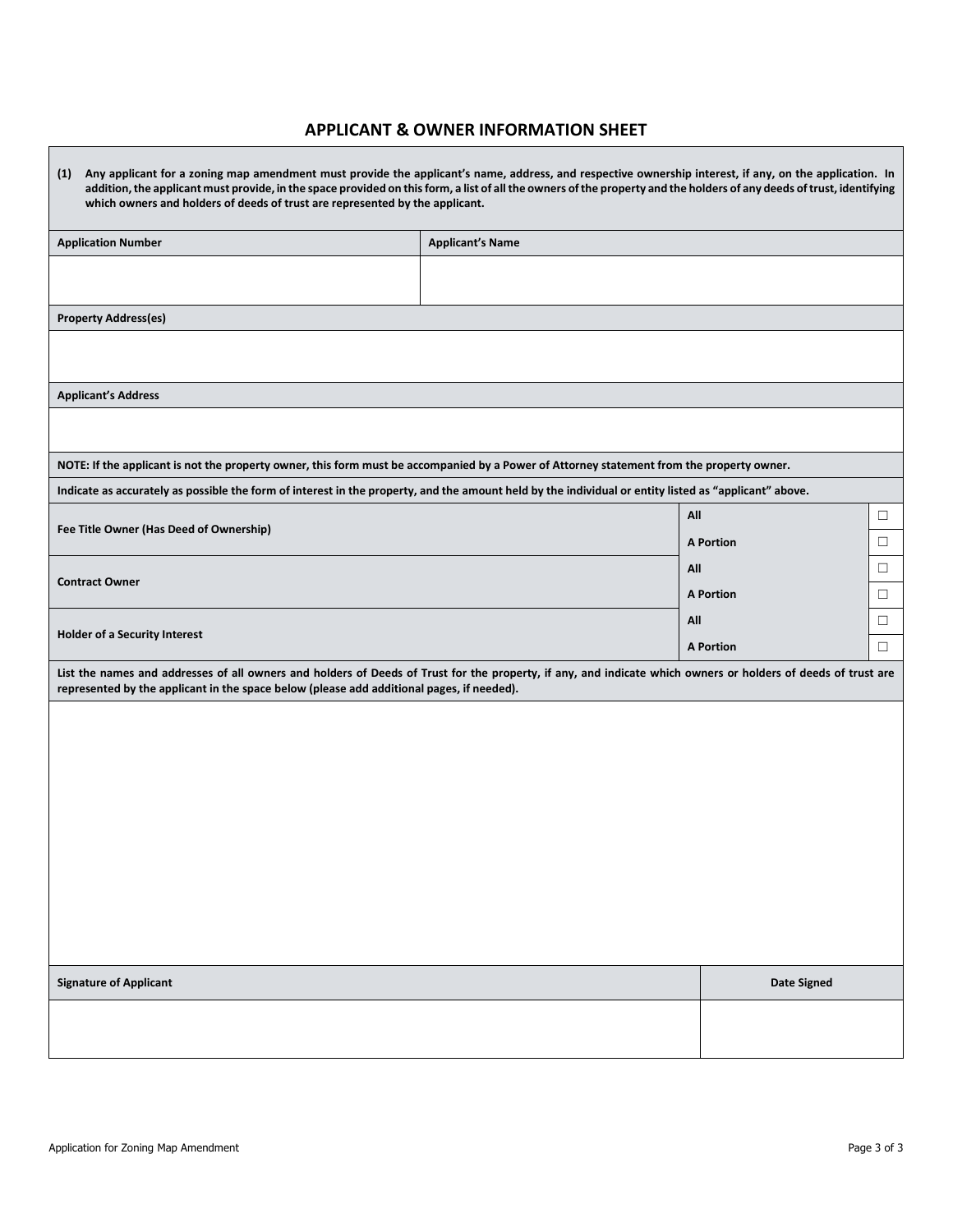# APPLICANT & OWNER INFORMATION SHEET

**(1) Any applicant for a zoning map amendment must provide the applicant's name, address, and respective ownership interest, if any, on the application. In addition, the applicant must provide, in the space provided on this form, a list of all the owners of the property and the holders of any deeds of trust, identifying which owners and holders of deeds of trust are represented by the applicant.**

| **Application Number** | **Applicant's Name** |
| --- | --- |
| | |

**Property Address(es)**

&nbsp;

**Applicant's Address**

&nbsp;

**NOTE: If the applicant is not the property owner, this form must be accompanied by a Power of Attorney statement from the property owner.**

**Indicate as accurately as possible the form of interest in the property, and the amount held by the individual or entity listed as "applicant" above.**

| | | |
| --- | --- | --- |
| **Fee Title Owner (Has Deed of Ownership)** | **All** | ☐ |
| | **A Portion** | ☐ |
| **Contract Owner** | **All** | ☐ |
| | **A Portion** | ☐ |
| **Holder of a Security Interest** | **All** | ☐ |
| | **A Portion** | ☐ |

**List the names and addresses of all owners and holders of Deeds of Trust for the property, if any, and indicate which owners or holders of deeds of trust are represented by the applicant in the space below (please add additional pages, if needed).**

&nbsp;

| **Signature of Applicant** | **Date Signed** |
| --- | --- |
| | |